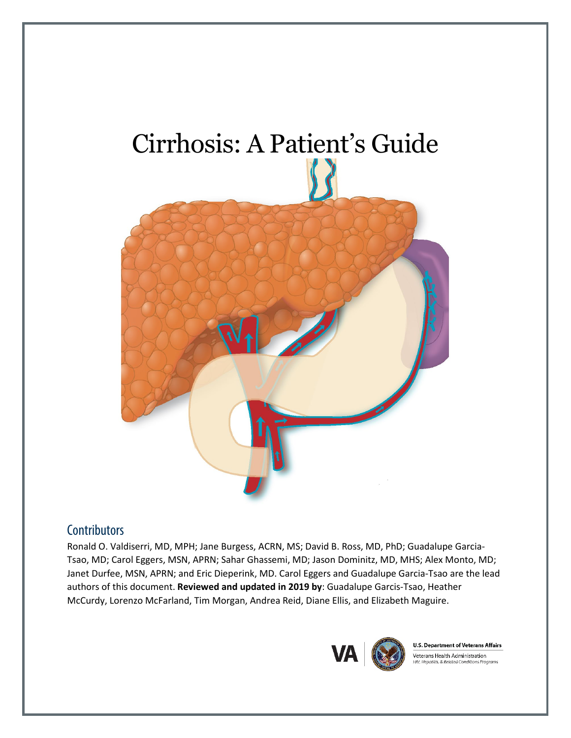# Cirrhosis: A Patient's Guide

## Contributors

Ronald O. Valdiserri, MD, MPH; Jane Burgess, ACRN, MS; David B. Ross, MD, PhD; Guadalupe Garcia-Tsao, MD; Carol Eggers, MSN, APRN; Sahar Ghassemi, MD; Jason Dominitz, MD, MHS; Alex Monto, MD; Janet Durfee, MSN, APRN; and Eric Dieperink, MD. Carol Eggers and Guadalupe Garcia-Tsao are the lead authors of this document. **Reviewed and updated in 2019 by**: Guadalupe Garcis-Tsao, Heather McCurdy, Lorenzo McFarland, Tim Morgan, Andrea Reid, Diane Ellis, and Elizabeth Maguire.

U.S. Department of Veterans Affairs

Veterans Health Administration
HIV, Hepatitis, & Related Conditions Programs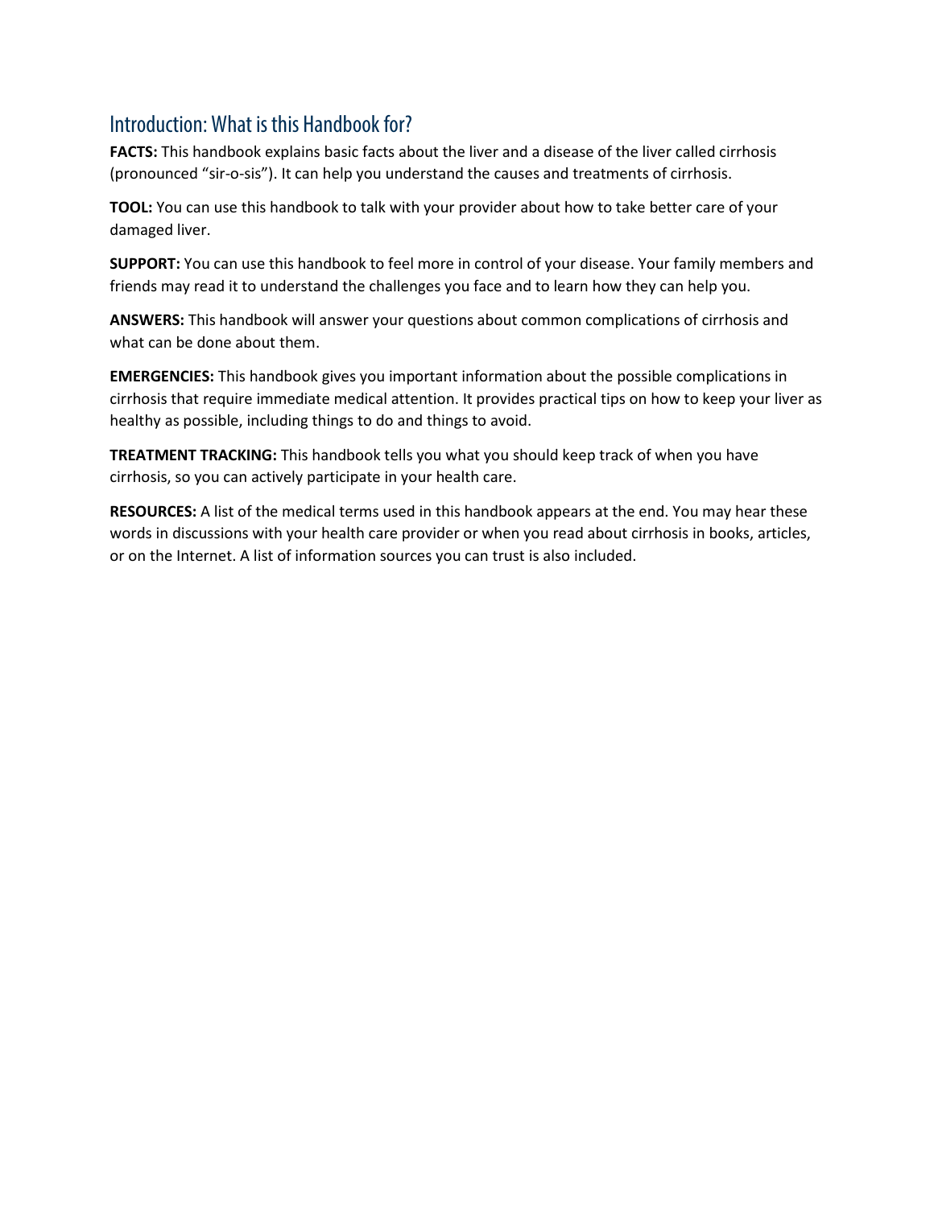## Introduction: What is this Handbook for?

**FACTS:** This handbook explains basic facts about the liver and a disease of the liver called cirrhosis (pronounced "sir-o-sis"). It can help you understand the causes and treatments of cirrhosis.

**TOOL:** You can use this handbook to talk with your provider about how to take better care of your damaged liver.

**SUPPORT:** You can use this handbook to feel more in control of your disease. Your family members and friends may read it to understand the challenges you face and to learn how they can help you.

**ANSWERS:** This handbook will answer your questions about common complications of cirrhosis and what can be done about them.

**EMERGENCIES:** This handbook gives you important information about the possible complications in cirrhosis that require immediate medical attention. It provides practical tips on how to keep your liver as healthy as possible, including things to do and things to avoid.

**TREATMENT TRACKING:** This handbook tells you what you should keep track of when you have cirrhosis, so you can actively participate in your health care.

**RESOURCES:** A list of the medical terms used in this handbook appears at the end. You may hear these words in discussions with your health care provider or when you read about cirrhosis in books, articles, or on the Internet. A list of information sources you can trust is also included.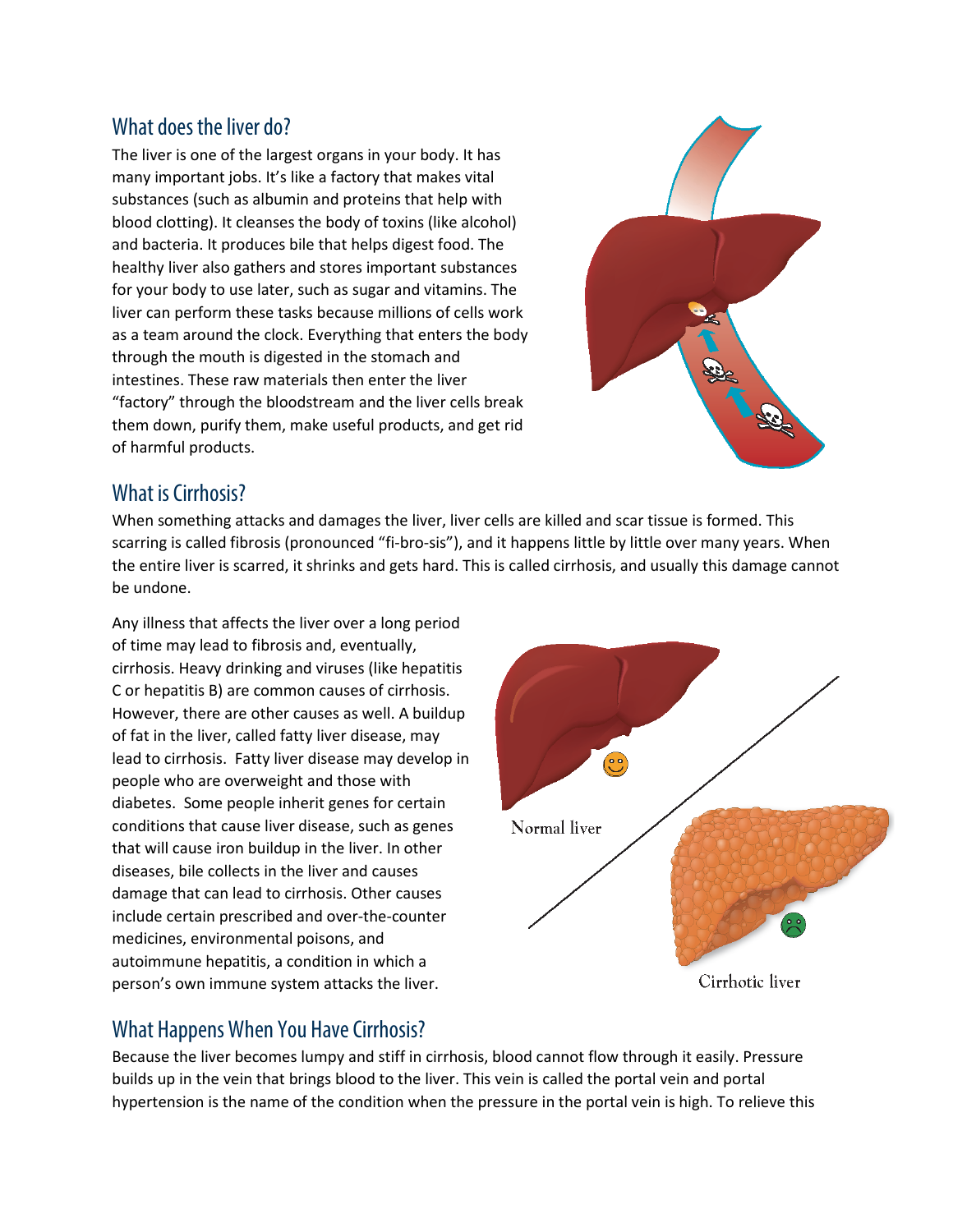## What does the liver do?

The liver is one of the largest organs in your body. It has many important jobs. It's like a factory that makes vital substances (such as albumin and proteins that help with blood clotting). It cleanses the body of toxins (like alcohol) and bacteria. It produces bile that helps digest food. The healthy liver also gathers and stores important substances for your body to use later, such as sugar and vitamins. The liver can perform these tasks because millions of cells work as a team around the clock. Everything that enters the body through the mouth is digested in the stomach and intestines. These raw materials then enter the liver "factory" through the bloodstream and the liver cells break them down, purify them, make useful products, and get rid of harmful products.

## What is Cirrhosis?

When something attacks and damages the liver, liver cells are killed and scar tissue is formed. This scarring is called fibrosis (pronounced "fi-bro-sis"), and it happens little by little over many years. When the entire liver is scarred, it shrinks and gets hard. This is called cirrhosis, and usually this damage cannot be undone.

Any illness that affects the liver over a long period of time may lead to fibrosis and, eventually, cirrhosis. Heavy drinking and viruses (like hepatitis C or hepatitis B) are common causes of cirrhosis. However, there are other causes as well. A buildup of fat in the liver, called fatty liver disease, may lead to cirrhosis. Fatty liver disease may develop in people who are overweight and those with diabetes. Some people inherit genes for certain conditions that cause liver disease, such as genes that will cause iron buildup in the liver. In other diseases, bile collects in the liver and causes damage that can lead to cirrhosis. Other causes include certain prescribed and over-the-counter medicines, environmental poisons, and autoimmune hepatitis, a condition in which a person's own immune system attacks the liver.

Normal liver

Cirrhotic liver

## What Happens When You Have Cirrhosis?

Because the liver becomes lumpy and stiff in cirrhosis, blood cannot flow through it easily. Pressure builds up in the vein that brings blood to the liver. This vein is called the portal vein and portal hypertension is the name of the condition when the pressure in the portal vein is high. To relieve this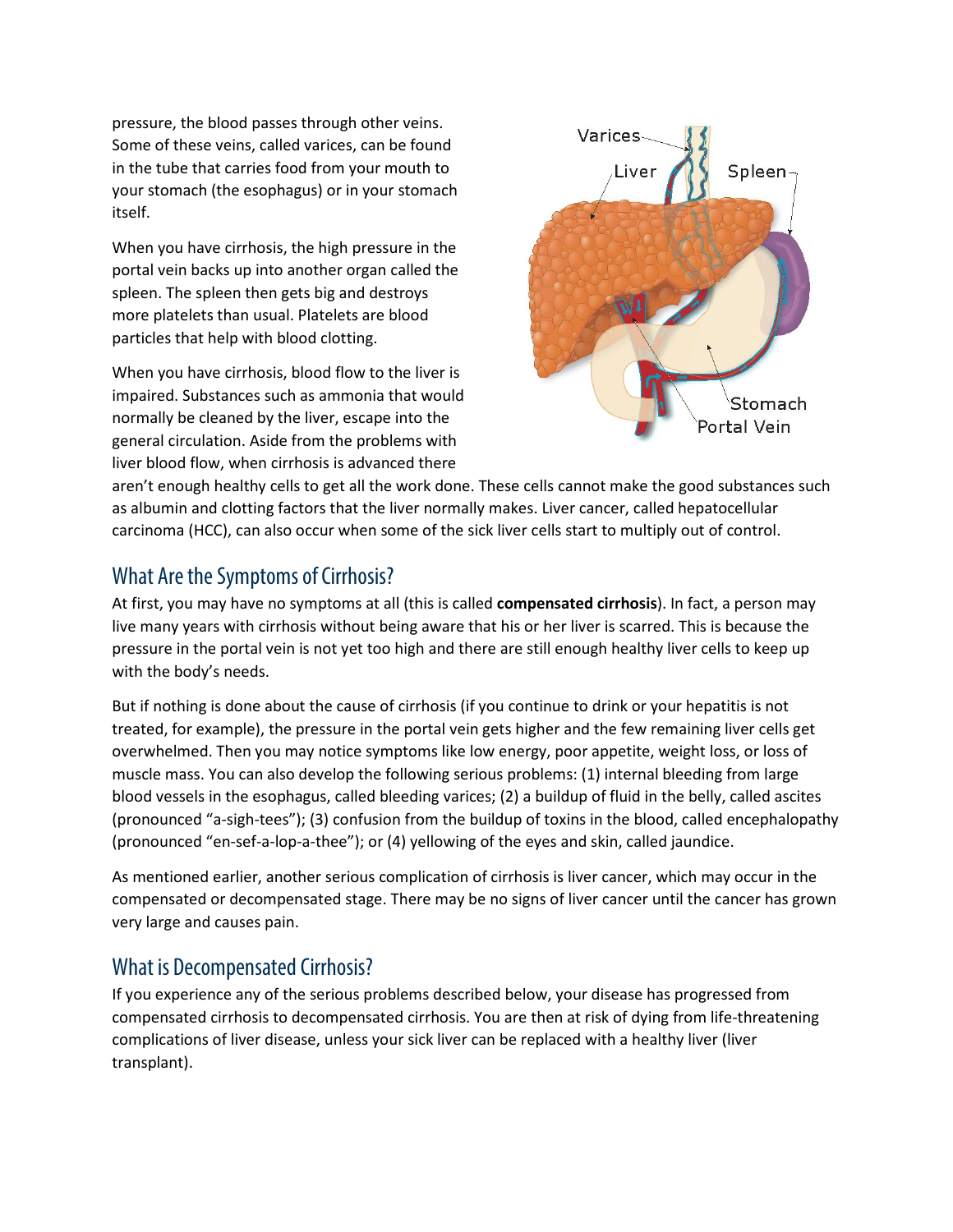pressure, the blood passes through other veins. Some of these veins, called varices, can be found in the tube that carries food from your mouth to your stomach (the esophagus) or in your stomach itself.

When you have cirrhosis, the high pressure in the portal vein backs up into another organ called the spleen. The spleen then gets big and destroys more platelets than usual. Platelets are blood particles that help with blood clotting.

When you have cirrhosis, blood flow to the liver is impaired. Substances such as ammonia that would normally be cleaned by the liver, escape into the general circulation. Aside from the problems with liver blood flow, when cirrhosis is advanced there aren't enough healthy cells to get all the work done. These cells cannot make the good substances such as albumin and clotting factors that the liver normally makes. Liver cancer, called hepatocellular carcinoma (HCC), can also occur when some of the sick liver cells start to multiply out of control.

## What Are the Symptoms of Cirrhosis?

At first, you may have no symptoms at all (this is called **compensated cirrhosis**). In fact, a person may live many years with cirrhosis without being aware that his or her liver is scarred. This is because the pressure in the portal vein is not yet too high and there are still enough healthy liver cells to keep up with the body's needs.

But if nothing is done about the cause of cirrhosis (if you continue to drink or your hepatitis is not treated, for example), the pressure in the portal vein gets higher and the few remaining liver cells get overwhelmed. Then you may notice symptoms like low energy, poor appetite, weight loss, or loss of muscle mass. You can also develop the following serious problems: (1) internal bleeding from large blood vessels in the esophagus, called bleeding varices; (2) a buildup of fluid in the belly, called ascites (pronounced "a-sigh-tees"); (3) confusion from the buildup of toxins in the blood, called encephalopathy (pronounced "en-sef-a-lop-a-thee"); or (4) yellowing of the eyes and skin, called jaundice.

As mentioned earlier, another serious complication of cirrhosis is liver cancer, which may occur in the compensated or decompensated stage. There may be no signs of liver cancer until the cancer has grown very large and causes pain.

## What is Decompensated Cirrhosis?

If you experience any of the serious problems described below, your disease has progressed from compensated cirrhosis to decompensated cirrhosis. You are then at risk of dying from life-threatening complications of liver disease, unless your sick liver can be replaced with a healthy liver (liver transplant).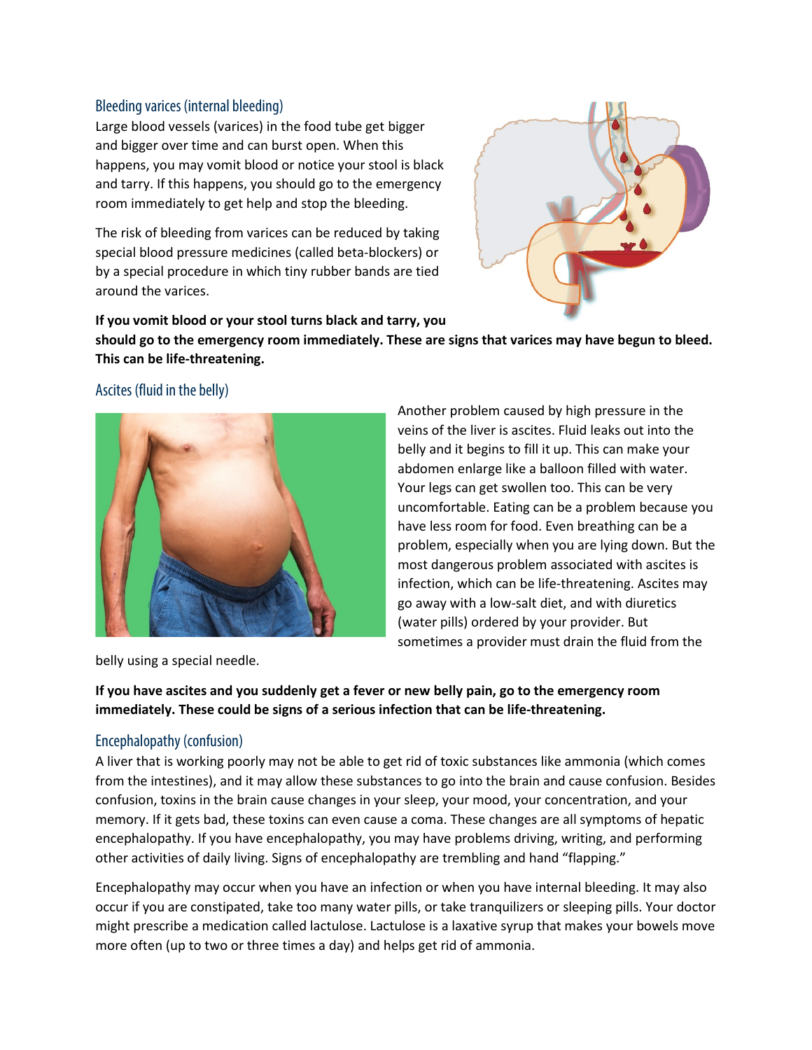## Bleeding varices (internal bleeding)

Large blood vessels (varices) in the food tube get bigger and bigger over time and can burst open. When this happens, you may vomit blood or notice your stool is black and tarry. If this happens, you should go to the emergency room immediately to get help and stop the bleeding.

The risk of bleeding from varices can be reduced by taking special blood pressure medicines (called beta-blockers) or by a special procedure in which tiny rubber bands are tied around the varices.

**If you vomit blood or your stool turns black and tarry, you should go to the emergency room immediately. These are signs that varices may have begun to bleed. This can be life-threatening.**

## Ascites (fluid in the belly)

Another problem caused by high pressure in the veins of the liver is ascites. Fluid leaks out into the belly and it begins to fill it up. This can make your abdomen enlarge like a balloon filled with water. Your legs can get swollen too. This can be very uncomfortable. Eating can be a problem because you have less room for food. Even breathing can be a problem, especially when you are lying down. But the most dangerous problem associated with ascites is infection, which can be life-threatening. Ascites may go away with a low-salt diet, and with diuretics (water pills) ordered by your provider. But sometimes a provider must drain the fluid from the belly using a special needle.

**If you have ascites and you suddenly get a fever or new belly pain, go to the emergency room immediately. These could be signs of a serious infection that can be life-threatening.**

## Encephalopathy (confusion)

A liver that is working poorly may not be able to get rid of toxic substances like ammonia (which comes from the intestines), and it may allow these substances to go into the brain and cause confusion. Besides confusion, toxins in the brain cause changes in your sleep, your mood, your concentration, and your memory. If it gets bad, these toxins can even cause a coma. These changes are all symptoms of hepatic encephalopathy. If you have encephalopathy, you may have problems driving, writing, and performing other activities of daily living. Signs of encephalopathy are trembling and hand "flapping."

Encephalopathy may occur when you have an infection or when you have internal bleeding. It may also occur if you are constipated, take too many water pills, or take tranquilizers or sleeping pills. Your doctor might prescribe a medication called lactulose. Lactulose is a laxative syrup that makes your bowels move more often (up to two or three times a day) and helps get rid of ammonia.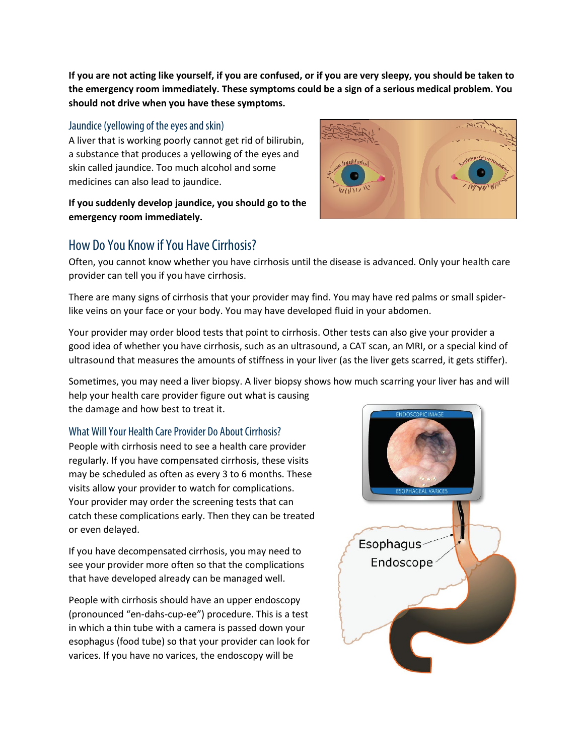**If you are not acting like yourself, if you are confused, or if you are very sleepy, you should be taken to the emergency room immediately. These symptoms could be a sign of a serious medical problem. You should not drive when you have these symptoms.**

### Jaundice (yellowing of the eyes and skin)

A liver that is working poorly cannot get rid of bilirubin, a substance that produces a yellowing of the eyes and skin called jaundice. Too much alcohol and some medicines can also lead to jaundice.

**If you suddenly develop jaundice, you should go to the emergency room immediately.**

## How Do You Know if You Have Cirrhosis?

Often, you cannot know whether you have cirrhosis until the disease is advanced. Only your health care provider can tell you if you have cirrhosis.

There are many signs of cirrhosis that your provider may find. You may have red palms or small spider-like veins on your face or your body. You may have developed fluid in your abdomen.

Your provider may order blood tests that point to cirrhosis. Other tests can also give your provider a good idea of whether you have cirrhosis, such as an ultrasound, a CAT scan, an MRI, or a special kind of ultrasound that measures the amounts of stiffness in your liver (as the liver gets scarred, it gets stiffer).

Sometimes, you may need a liver biopsy. A liver biopsy shows how much scarring your liver has and will help your health care provider figure out what is causing the damage and how best to treat it.

### What Will Your Health Care Provider Do About Cirrhosis?

People with cirrhosis need to see a health care provider regularly. If you have compensated cirrhosis, these visits may be scheduled as often as every 3 to 6 months. These visits allow your provider to watch for complications. Your provider may order the screening tests that can catch these complications early. Then they can be treated or even delayed.

If you have decompensated cirrhosis, you may need to see your provider more often so that the complications that have developed already can be managed well.

People with cirrhosis should have an upper endoscopy (pronounced "en-dahs-cup-ee") procedure. This is a test in which a thin tube with a camera is passed down your esophagus (food tube) so that your provider can look for varices. If you have no varices, the endoscopy will be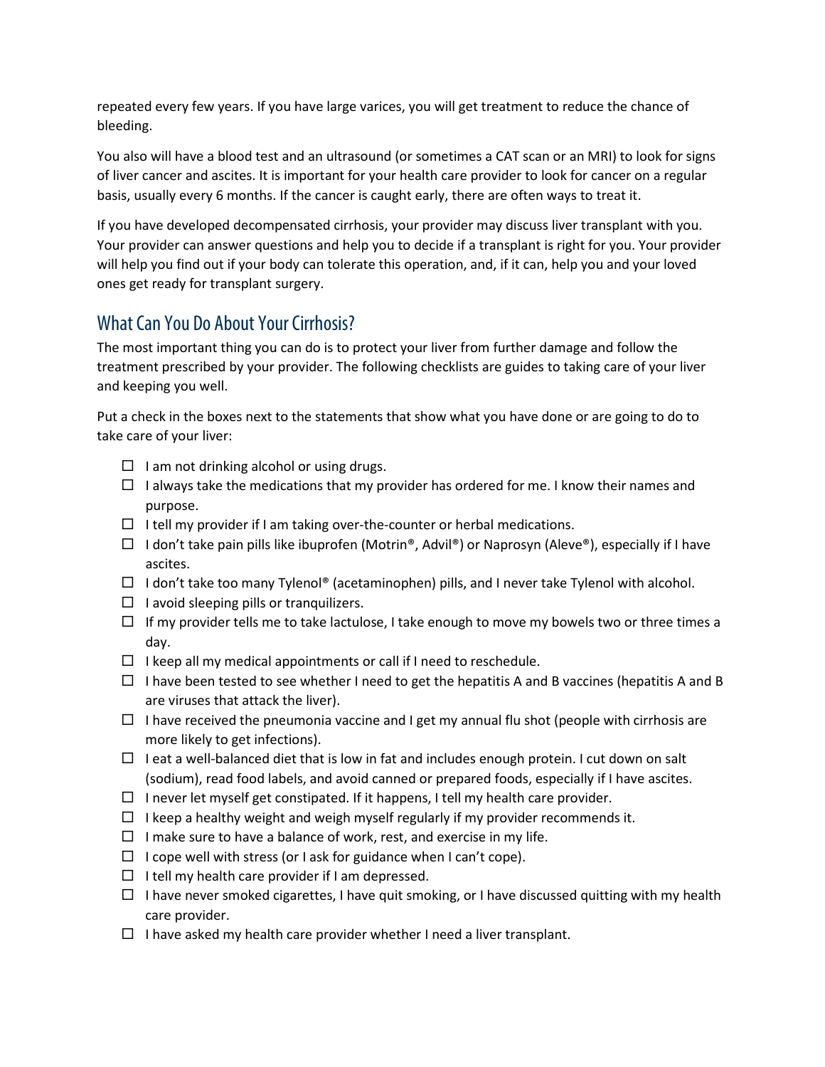repeated every few years. If you have large varices, you will get treatment to reduce the chance of bleeding.

You also will have a blood test and an ultrasound (or sometimes a CAT scan or an MRI) to look for signs of liver cancer and ascites. It is important for your health care provider to look for cancer on a regular basis, usually every 6 months. If the cancer is caught early, there are often ways to treat it.

If you have developed decompensated cirrhosis, your provider may discuss liver transplant with you. Your provider can answer questions and help you to decide if a transplant is right for you. Your provider will help you find out if your body can tolerate this operation, and, if it can, help you and your loved ones get ready for transplant surgery.

## What Can You Do About Your Cirrhosis?

The most important thing you can do is to protect your liver from further damage and follow the treatment prescribed by your provider. The following checklists are guides to taking care of your liver and keeping you well.

Put a check in the boxes next to the statements that show what you have done or are going to do to take care of your liver:

- ☐ I am not drinking alcohol or using drugs.
- ☐ I always take the medications that my provider has ordered for me. I know their names and purpose.
- ☐ I tell my provider if I am taking over-the-counter or herbal medications.
- ☐ I don't take pain pills like ibuprofen (Motrin®, Advil®) or Naprosyn (Aleve®), especially if I have ascites.
- ☐ I don't take too many Tylenol® (acetaminophen) pills, and I never take Tylenol with alcohol.
- ☐ I avoid sleeping pills or tranquilizers.
- ☐ If my provider tells me to take lactulose, I take enough to move my bowels two or three times a day.
- ☐ I keep all my medical appointments or call if I need to reschedule.
- ☐ I have been tested to see whether I need to get the hepatitis A and B vaccines (hepatitis A and B are viruses that attack the liver).
- ☐ I have received the pneumonia vaccine and I get my annual flu shot (people with cirrhosis are more likely to get infections).
- ☐ I eat a well-balanced diet that is low in fat and includes enough protein. I cut down on salt (sodium), read food labels, and avoid canned or prepared foods, especially if I have ascites.
- ☐ I never let myself get constipated. If it happens, I tell my health care provider.
- ☐ I keep a healthy weight and weigh myself regularly if my provider recommends it.
- ☐ I make sure to have a balance of work, rest, and exercise in my life.
- ☐ I cope well with stress (or I ask for guidance when I can't cope).
- ☐ I tell my health care provider if I am depressed.
- ☐ I have never smoked cigarettes, I have quit smoking, or I have discussed quitting with my health care provider.
- ☐ I have asked my health care provider whether I need a liver transplant.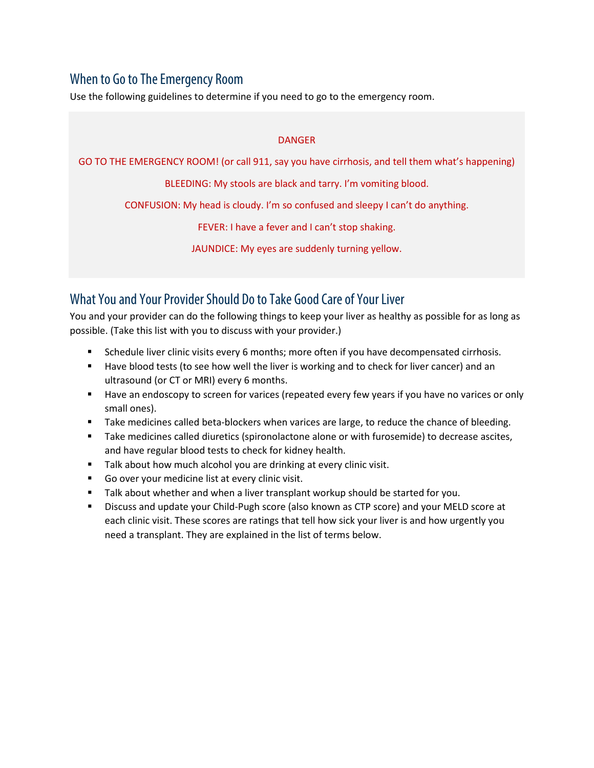## When to Go to The Emergency Room

Use the following guidelines to determine if you need to go to the emergency room.

DANGER

GO TO THE EMERGENCY ROOM! (or call 911, say you have cirrhosis, and tell them what's happening)

BLEEDING: My stools are black and tarry. I'm vomiting blood.

CONFUSION: My head is cloudy. I'm so confused and sleepy I can't do anything.

FEVER: I have a fever and I can't stop shaking.

JAUNDICE: My eyes are suddenly turning yellow.

## What You and Your Provider Should Do to Take Good Care of Your Liver

You and your provider can do the following things to keep your liver as healthy as possible for as long as possible. (Take this list with you to discuss with your provider.)

- Schedule liver clinic visits every 6 months; more often if you have decompensated cirrhosis.
- Have blood tests (to see how well the liver is working and to check for liver cancer) and an ultrasound (or CT or MRI) every 6 months.
- Have an endoscopy to screen for varices (repeated every few years if you have no varices or only small ones).
- Take medicines called beta-blockers when varices are large, to reduce the chance of bleeding.
- Take medicines called diuretics (spironolactone alone or with furosemide) to decrease ascites, and have regular blood tests to check for kidney health.
- Talk about how much alcohol you are drinking at every clinic visit.
- Go over your medicine list at every clinic visit.
- Talk about whether and when a liver transplant workup should be started for you.
- Discuss and update your Child-Pugh score (also known as CTP score) and your MELD score at each clinic visit. These scores are ratings that tell how sick your liver is and how urgently you need a transplant. They are explained in the list of terms below.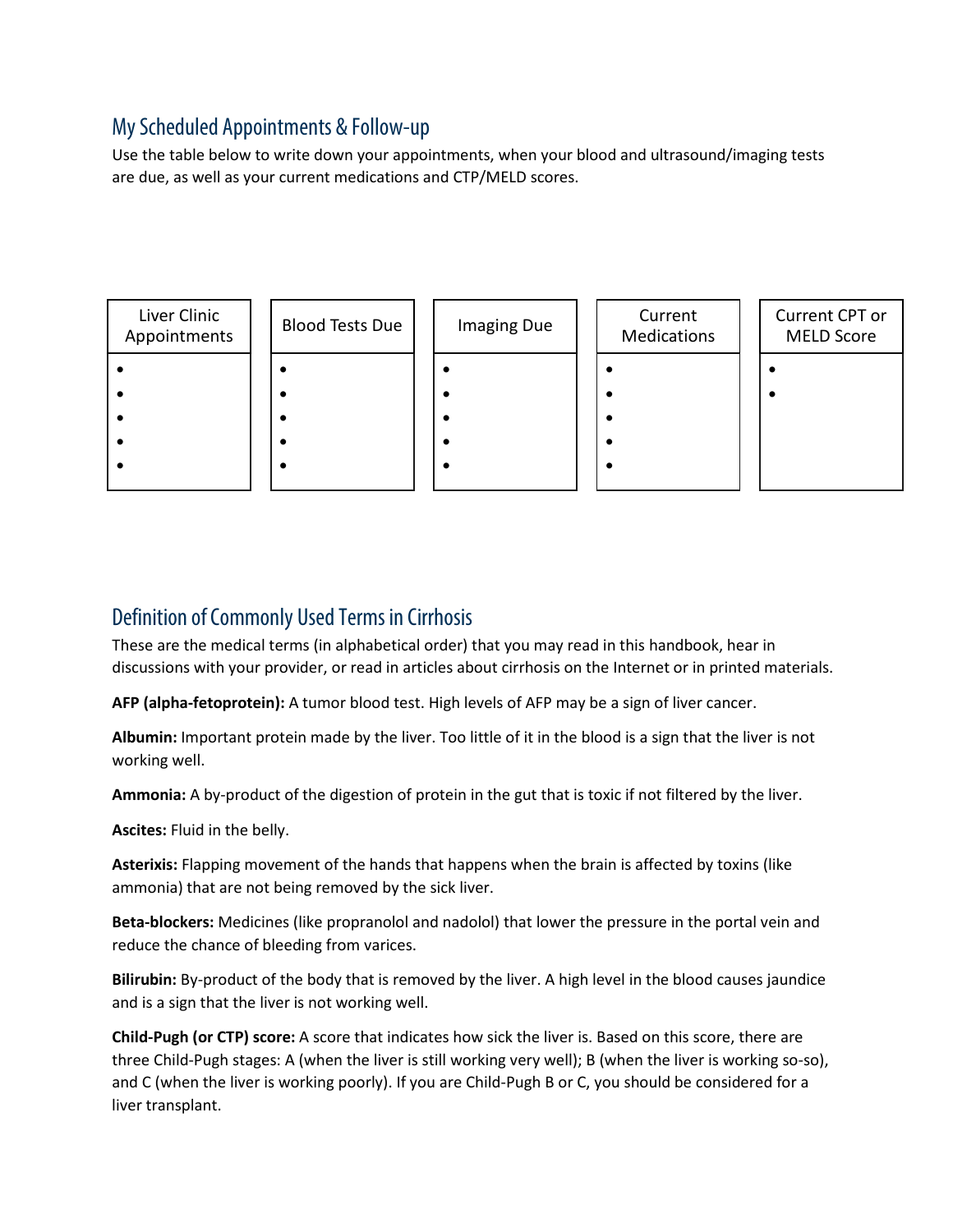## My Scheduled Appointments & Follow-up

Use the table below to write down your appointments, when your blood and ultrasound/imaging tests are due, as well as your current medications and CTP/MELD scores.

| Liver Clinic Appointments | Blood Tests Due | Imaging Due | Current Medications | Current CPT or MELD Score |
|---|---|---|---|---|
| • | • | • | • | • |
| • | • | • | • | • |
| • | • | • | • | |
| • | • | • | • | |
| • | • | • | • | |

## Definition of Commonly Used Terms in Cirrhosis

These are the medical terms (in alphabetical order) that you may read in this handbook, hear in discussions with your provider, or read in articles about cirrhosis on the Internet or in printed materials.

**AFP (alpha-fetoprotein):** A tumor blood test. High levels of AFP may be a sign of liver cancer.

**Albumin:** Important protein made by the liver. Too little of it in the blood is a sign that the liver is not working well.

**Ammonia:** A by-product of the digestion of protein in the gut that is toxic if not filtered by the liver.

**Ascites:** Fluid in the belly.

**Asterixis:** Flapping movement of the hands that happens when the brain is affected by toxins (like ammonia) that are not being removed by the sick liver.

**Beta-blockers:** Medicines (like propranolol and nadolol) that lower the pressure in the portal vein and reduce the chance of bleeding from varices.

**Bilirubin:** By-product of the body that is removed by the liver. A high level in the blood causes jaundice and is a sign that the liver is not working well.

**Child-Pugh (or CTP) score:** A score that indicates how sick the liver is. Based on this score, there are three Child-Pugh stages: A (when the liver is still working very well); B (when the liver is working so-so), and C (when the liver is working poorly). If you are Child-Pugh B or C, you should be considered for a liver transplant.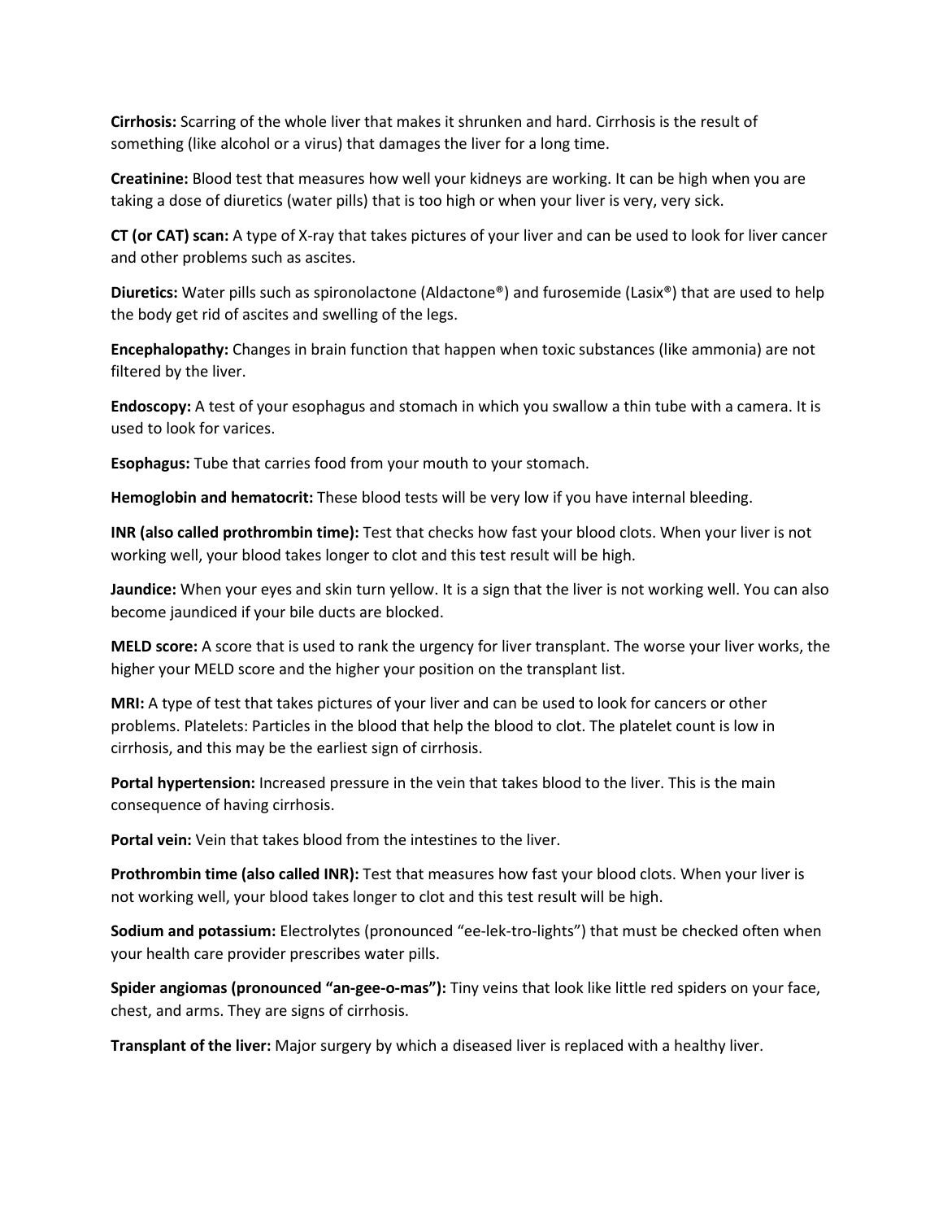**Cirrhosis:** Scarring of the whole liver that makes it shrunken and hard. Cirrhosis is the result of something (like alcohol or a virus) that damages the liver for a long time.

**Creatinine:** Blood test that measures how well your kidneys are working. It can be high when you are taking a dose of diuretics (water pills) that is too high or when your liver is very, very sick.

**CT (or CAT) scan:** A type of X-ray that takes pictures of your liver and can be used to look for liver cancer and other problems such as ascites.

**Diuretics:** Water pills such as spironolactone (Aldactone®) and furosemide (Lasix®) that are used to help the body get rid of ascites and swelling of the legs.

**Encephalopathy:** Changes in brain function that happen when toxic substances (like ammonia) are not filtered by the liver.

**Endoscopy:** A test of your esophagus and stomach in which you swallow a thin tube with a camera. It is used to look for varices.

**Esophagus:** Tube that carries food from your mouth to your stomach.

**Hemoglobin and hematocrit:** These blood tests will be very low if you have internal bleeding.

**INR (also called prothrombin time):** Test that checks how fast your blood clots. When your liver is not working well, your blood takes longer to clot and this test result will be high.

**Jaundice:** When your eyes and skin turn yellow. It is a sign that the liver is not working well. You can also become jaundiced if your bile ducts are blocked.

**MELD score:** A score that is used to rank the urgency for liver transplant. The worse your liver works, the higher your MELD score and the higher your position on the transplant list.

**MRI:** A type of test that takes pictures of your liver and can be used to look for cancers or other problems. Platelets: Particles in the blood that help the blood to clot. The platelet count is low in cirrhosis, and this may be the earliest sign of cirrhosis.

**Portal hypertension:** Increased pressure in the vein that takes blood to the liver. This is the main consequence of having cirrhosis.

**Portal vein:** Vein that takes blood from the intestines to the liver.

**Prothrombin time (also called INR):** Test that measures how fast your blood clots. When your liver is not working well, your blood takes longer to clot and this test result will be high.

**Sodium and potassium:** Electrolytes (pronounced "ee-lek-tro-lights") that must be checked often when your health care provider prescribes water pills.

**Spider angiomas (pronounced "an-gee-o-mas"):** Tiny veins that look like little red spiders on your face, chest, and arms. They are signs of cirrhosis.

**Transplant of the liver:** Major surgery by which a diseased liver is replaced with a healthy liver.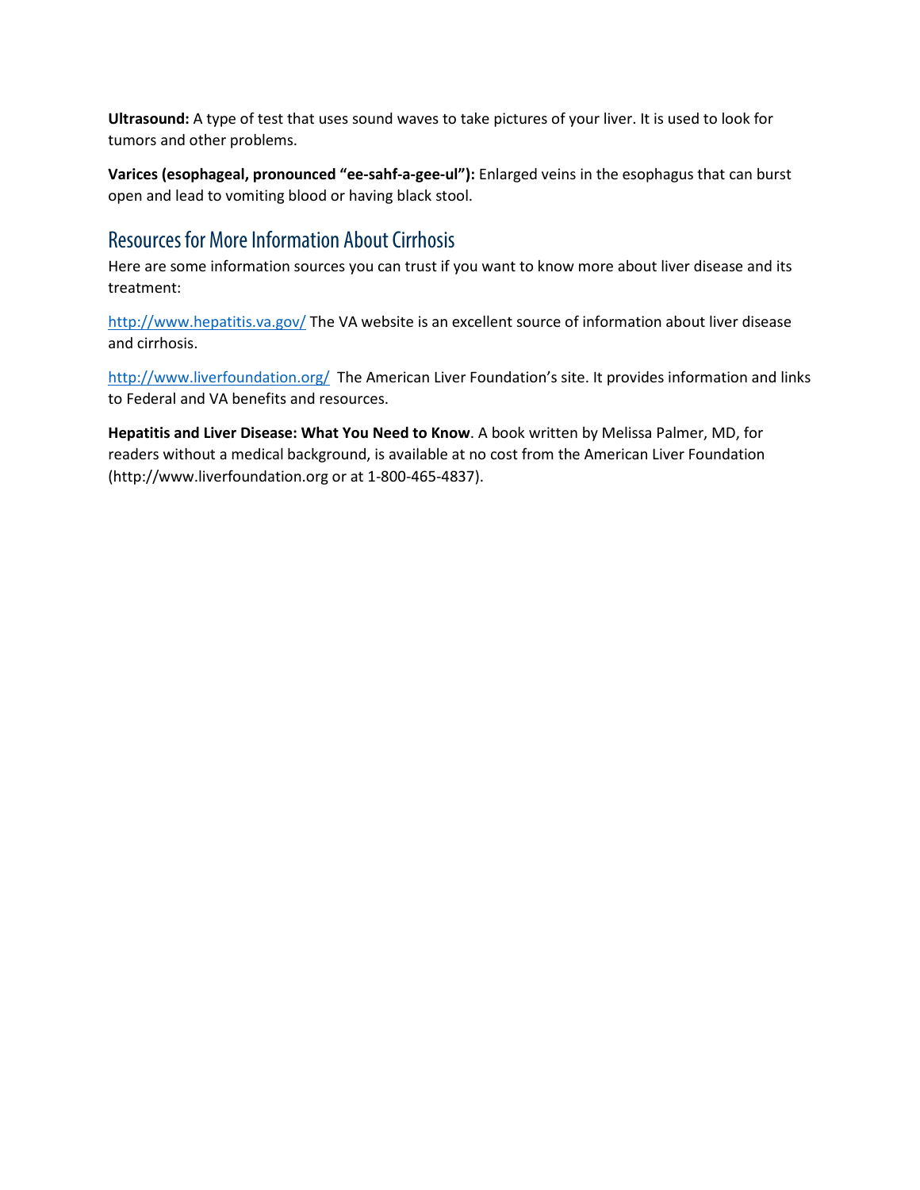**Ultrasound:** A type of test that uses sound waves to take pictures of your liver. It is used to look for tumors and other problems.

**Varices (esophageal, pronounced "ee-sahf-a-gee-ul"):** Enlarged veins in the esophagus that can burst open and lead to vomiting blood or having black stool.

## Resources for More Information About Cirrhosis

Here are some information sources you can trust if you want to know more about liver disease and its treatment:

http://www.hepatitis.va.gov/ The VA website is an excellent source of information about liver disease and cirrhosis.

http://www.liverfoundation.org/ The American Liver Foundation's site. It provides information and links to Federal and VA benefits and resources.

**Hepatitis and Liver Disease: What You Need to Know**. A book written by Melissa Palmer, MD, for readers without a medical background, is available at no cost from the American Liver Foundation (http://www.liverfoundation.org or at 1-800-465-4837).